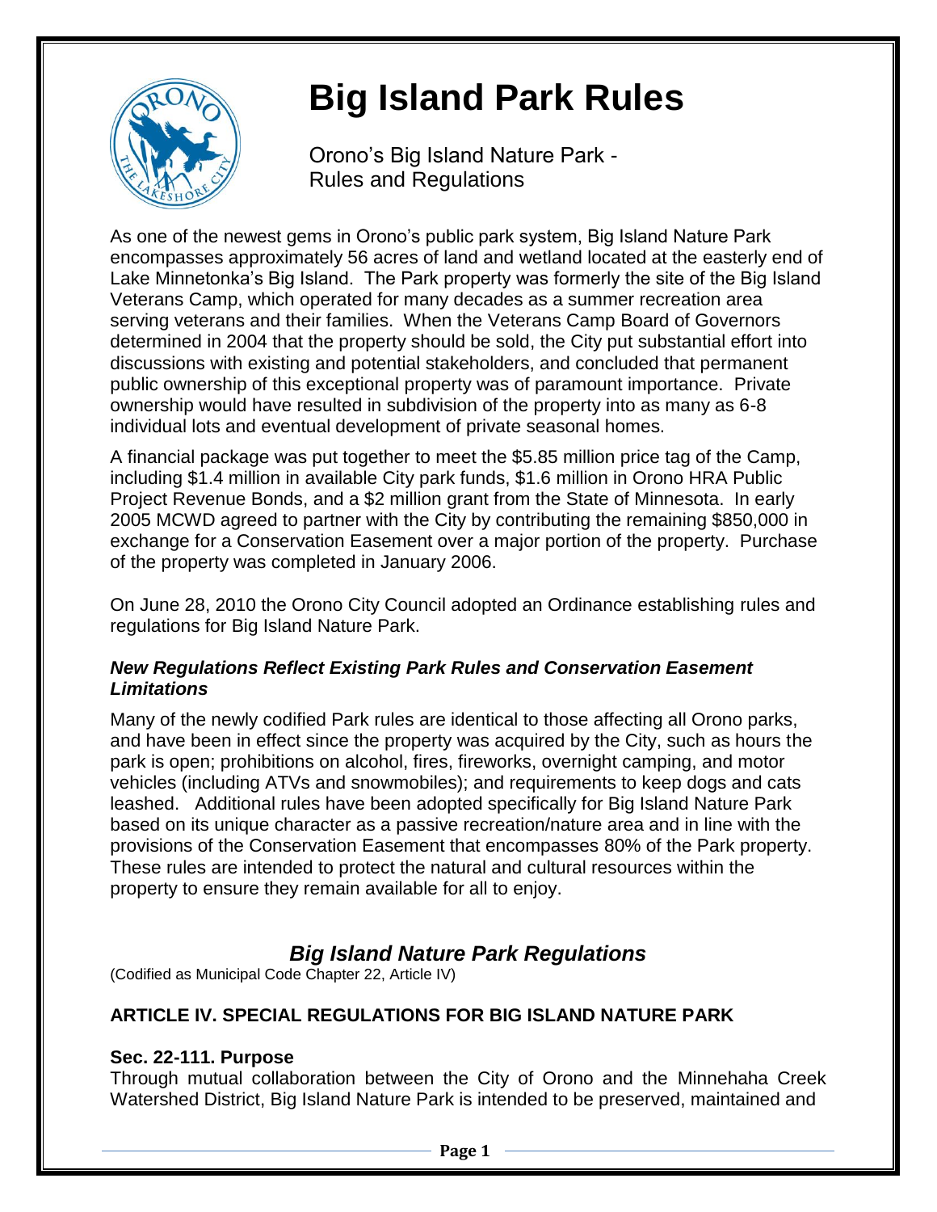# Big Island Park Rules

Orono's Big Island Nature Park - Rules and Regulations

As one of the newest gems in Orono's public park system, Big Island Nature Park encompasses approximately 56 acres of land and wetland located at the easterly end of Lake Minnetonka's Big Island. The Park property was formerly the site of the Big Island Veterans Camp, which operated for many decades as a summer recreation area serving veterans and their families. When the Veterans Camp Board of Governors determined in 2004 that the property should be sold, the City put substantial effort into discussions with existing and potential stakeholders, and concluded that permanent public ownership of this exceptional property was of paramount importance. Private ownership would have resulted in subdivision of the property into as many as 6-8 individual lots and eventual development of private seasonal homes.

A financial package was put together to meet the $5.85 million price tag of the Camp, including $1.4 million in available City park funds, $1.6 million in Orono HRA Public Project Revenue Bonds, and a $2 million grant from the State of Minnesota. In early 2005 MCWD agreed to partner with the City by contributing the remaining $850,000 in exchange for a Conservation Easement over a major portion of the property. Purchase of the property was completed in January 2006.

On June 28, 2010 the Orono City Council adopted an Ordinance establishing rules and regulations for Big Island Nature Park.

### *New Regulations Reflect Existing Park Rules and Conservation Easement Limitations*

Many of the newly codified Park rules are identical to those affecting all Orono parks, and have been in effect since the property was acquired by the City, such as hours the park is open; prohibitions on alcohol, fires, fireworks, overnight camping, and motor vehicles (including ATVs and snowmobiles); and requirements to keep dogs and cats leashed. Additional rules have been adopted specifically for Big Island Nature Park based on its unique character as a passive recreation/nature area and in line with the provisions of the Conservation Easement that encompasses 80% of the Park property. These rules are intended to protect the natural and cultural resources within the property to ensure they remain available for all to enjoy.

## *Big Island Nature Park Regulations*

(Codified as Municipal Code Chapter 22, Article IV)

### ARTICLE IV. SPECIAL REGULATIONS FOR BIG ISLAND NATURE PARK

**Sec. 22-111. Purpose**

Through mutual collaboration between the City of Orono and the Minnehaha Creek Watershed District, Big Island Nature Park is intended to be preserved, maintained and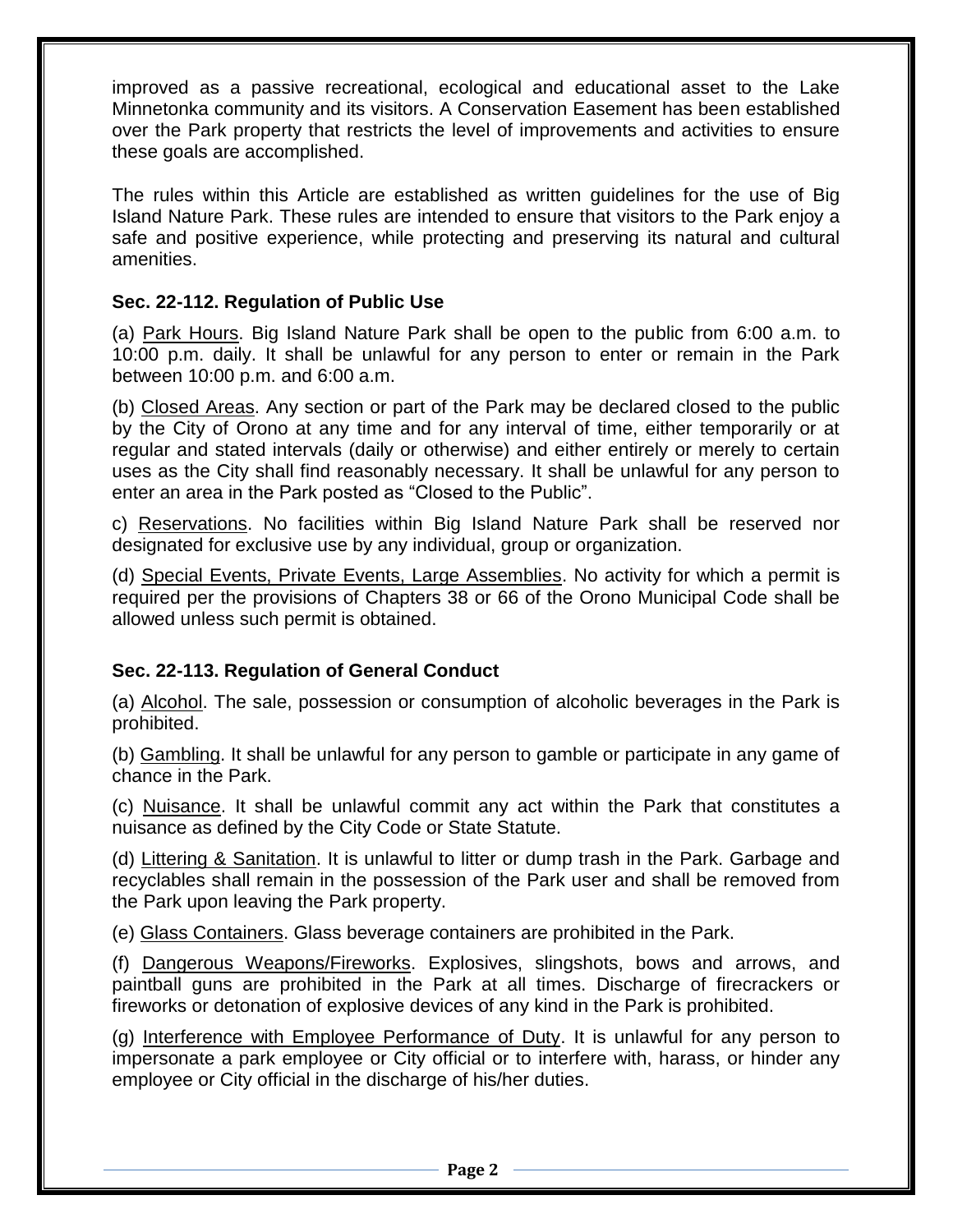improved as a passive recreational, ecological and educational asset to the Lake Minnetonka community and its visitors. A Conservation Easement has been established over the Park property that restricts the level of improvements and activities to ensure these goals are accomplished.

The rules within this Article are established as written guidelines for the use of Big Island Nature Park. These rules are intended to ensure that visitors to the Park enjoy a safe and positive experience, while protecting and preserving its natural and cultural amenities.

### Sec. 22-112. Regulation of Public Use

(a) Park Hours. Big Island Nature Park shall be open to the public from 6:00 a.m. to 10:00 p.m. daily. It shall be unlawful for any person to enter or remain in the Park between 10:00 p.m. and 6:00 a.m.

(b) Closed Areas. Any section or part of the Park may be declared closed to the public by the City of Orono at any time and for any interval of time, either temporarily or at regular and stated intervals (daily or otherwise) and either entirely or merely to certain uses as the City shall find reasonably necessary. It shall be unlawful for any person to enter an area in the Park posted as "Closed to the Public".

c) Reservations. No facilities within Big Island Nature Park shall be reserved nor designated for exclusive use by any individual, group or organization.

(d) Special Events, Private Events, Large Assemblies. No activity for which a permit is required per the provisions of Chapters 38 or 66 of the Orono Municipal Code shall be allowed unless such permit is obtained.

### Sec. 22-113. Regulation of General Conduct

(a) Alcohol. The sale, possession or consumption of alcoholic beverages in the Park is prohibited.

(b) Gambling. It shall be unlawful for any person to gamble or participate in any game of chance in the Park.

(c) Nuisance. It shall be unlawful commit any act within the Park that constitutes a nuisance as defined by the City Code or State Statute.

(d) Littering & Sanitation. It is unlawful to litter or dump trash in the Park. Garbage and recyclables shall remain in the possession of the Park user and shall be removed from the Park upon leaving the Park property.

(e) Glass Containers. Glass beverage containers are prohibited in the Park.

(f) Dangerous Weapons/Fireworks. Explosives, slingshots, bows and arrows, and paintball guns are prohibited in the Park at all times. Discharge of firecrackers or fireworks or detonation of explosive devices of any kind in the Park is prohibited.

(g) Interference with Employee Performance of Duty. It is unlawful for any person to impersonate a park employee or City official or to interfere with, harass, or hinder any employee or City official in the discharge of his/her duties.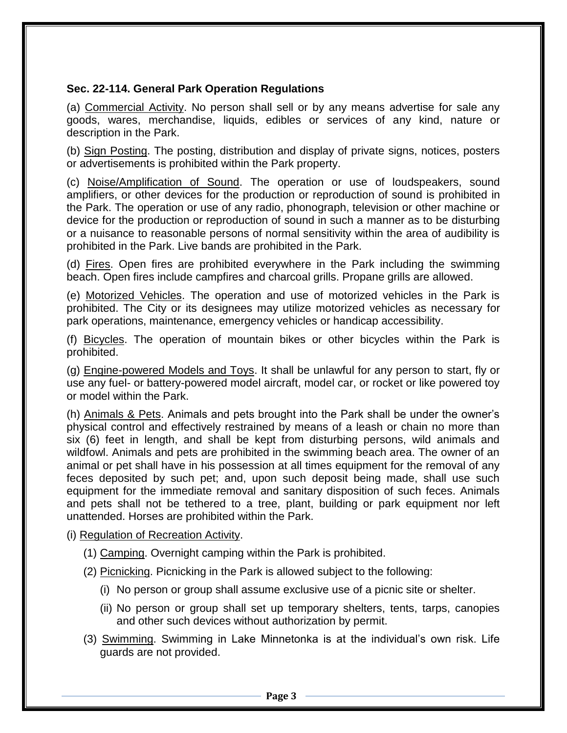### Sec. 22-114. General Park Operation Regulations

(a) Commercial Activity. No person shall sell or by any means advertise for sale any goods, wares, merchandise, liquids, edibles or services of any kind, nature or description in the Park.

(b) Sign Posting. The posting, distribution and display of private signs, notices, posters or advertisements is prohibited within the Park property.

(c) Noise/Amplification of Sound. The operation or use of loudspeakers, sound amplifiers, or other devices for the production or reproduction of sound is prohibited in the Park. The operation or use of any radio, phonograph, television or other machine or device for the production or reproduction of sound in such a manner as to be disturbing or a nuisance to reasonable persons of normal sensitivity within the area of audibility is prohibited in the Park. Live bands are prohibited in the Park.

(d) Fires. Open fires are prohibited everywhere in the Park including the swimming beach. Open fires include campfires and charcoal grills. Propane grills are allowed.

(e) Motorized Vehicles. The operation and use of motorized vehicles in the Park is prohibited. The City or its designees may utilize motorized vehicles as necessary for park operations, maintenance, emergency vehicles or handicap accessibility.

(f) Bicycles. The operation of mountain bikes or other bicycles within the Park is prohibited.

(g) Engine-powered Models and Toys. It shall be unlawful for any person to start, fly or use any fuel- or battery-powered model aircraft, model car, or rocket or like powered toy or model within the Park.

(h) Animals & Pets. Animals and pets brought into the Park shall be under the owner's physical control and effectively restrained by means of a leash or chain no more than six (6) feet in length, and shall be kept from disturbing persons, wild animals and wildfowl. Animals and pets are prohibited in the swimming beach area. The owner of an animal or pet shall have in his possession at all times equipment for the removal of any feces deposited by such pet; and, upon such deposit being made, shall use such equipment for the immediate removal and sanitary disposition of such feces. Animals and pets shall not be tethered to a tree, plant, building or park equipment nor left unattended. Horses are prohibited within the Park.

(i) Regulation of Recreation Activity.

(1) Camping. Overnight camping within the Park is prohibited.

(2) Picnicking. Picnicking in the Park is allowed subject to the following:

(i) No person or group shall assume exclusive use of a picnic site or shelter.

(ii) No person or group shall set up temporary shelters, tents, tarps, canopies and other such devices without authorization by permit.

(3) Swimming. Swimming in Lake Minnetonka is at the individual's own risk. Life guards are not provided.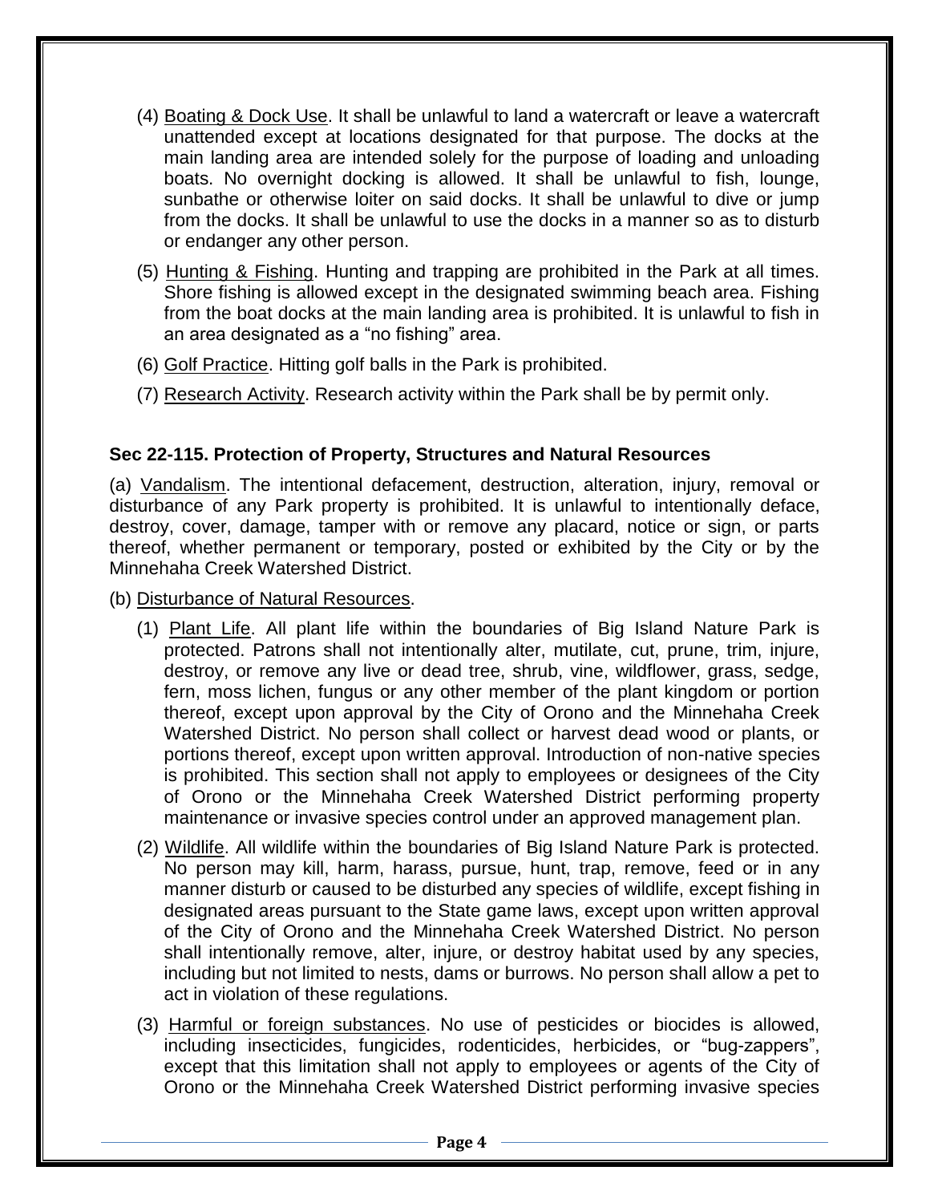(4) Boating & Dock Use. It shall be unlawful to land a watercraft or leave a watercraft unattended except at locations designated for that purpose. The docks at the main landing area are intended solely for the purpose of loading and unloading boats. No overnight docking is allowed. It shall be unlawful to fish, lounge, sunbathe or otherwise loiter on said docks. It shall be unlawful to dive or jump from the docks. It shall be unlawful to use the docks in a manner so as to disturb or endanger any other person.

(5) Hunting & Fishing. Hunting and trapping are prohibited in the Park at all times. Shore fishing is allowed except in the designated swimming beach area. Fishing from the boat docks at the main landing area is prohibited. It is unlawful to fish in an area designated as a "no fishing" area.

(6) Golf Practice. Hitting golf balls in the Park is prohibited.

(7) Research Activity. Research activity within the Park shall be by permit only.

**Sec 22-115. Protection of Property, Structures and Natural Resources**

(a) Vandalism. The intentional defacement, destruction, alteration, injury, removal or disturbance of any Park property is prohibited. It is unlawful to intentionally deface, destroy, cover, damage, tamper with or remove any placard, notice or sign, or parts thereof, whether permanent or temporary, posted or exhibited by the City or by the Minnehaha Creek Watershed District.

(b) Disturbance of Natural Resources.

(1) Plant Life. All plant life within the boundaries of Big Island Nature Park is protected. Patrons shall not intentionally alter, mutilate, cut, prune, trim, injure, destroy, or remove any live or dead tree, shrub, vine, wildflower, grass, sedge, fern, moss lichen, fungus or any other member of the plant kingdom or portion thereof, except upon approval by the City of Orono and the Minnehaha Creek Watershed District. No person shall collect or harvest dead wood or plants, or portions thereof, except upon written approval. Introduction of non-native species is prohibited. This section shall not apply to employees or designees of the City of Orono or the Minnehaha Creek Watershed District performing property maintenance or invasive species control under an approved management plan.

(2) Wildlife. All wildlife within the boundaries of Big Island Nature Park is protected. No person may kill, harm, harass, pursue, hunt, trap, remove, feed or in any manner disturb or caused to be disturbed any species of wildlife, except fishing in designated areas pursuant to the State game laws, except upon written approval of the City of Orono and the Minnehaha Creek Watershed District. No person shall intentionally remove, alter, injure, or destroy habitat used by any species, including but not limited to nests, dams or burrows. No person shall allow a pet to act in violation of these regulations.

(3) Harmful or foreign substances. No use of pesticides or biocides is allowed, including insecticides, fungicides, rodenticides, herbicides, or "bug-zappers", except that this limitation shall not apply to employees or agents of the City of Orono or the Minnehaha Creek Watershed District performing invasive species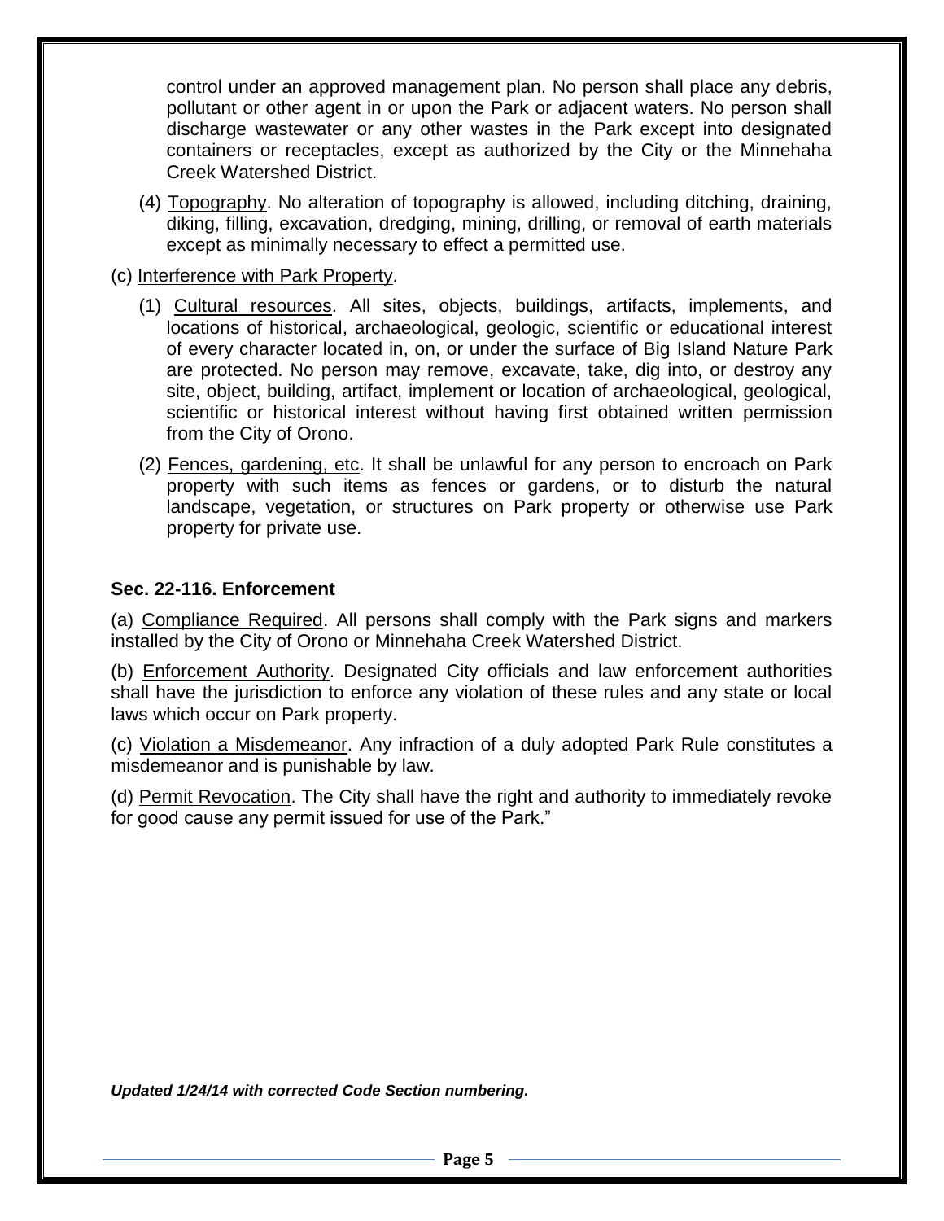control under an approved management plan. No person shall place any debris, pollutant or other agent in or upon the Park or adjacent waters. No person shall discharge wastewater or any other wastes in the Park except into designated containers or receptacles, except as authorized by the City or the Minnehaha Creek Watershed District.

(4) Topography. No alteration of topography is allowed, including ditching, draining, diking, filling, excavation, dredging, mining, drilling, or removal of earth materials except as minimally necessary to effect a permitted use.

(c) Interference with Park Property.

(1) Cultural resources. All sites, objects, buildings, artifacts, implements, and locations of historical, archaeological, geologic, scientific or educational interest of every character located in, on, or under the surface of Big Island Nature Park are protected. No person may remove, excavate, take, dig into, or destroy any site, object, building, artifact, implement or location of archaeological, geological, scientific or historical interest without having first obtained written permission from the City of Orono.

(2) Fences, gardening, etc. It shall be unlawful for any person to encroach on Park property with such items as fences or gardens, or to disturb the natural landscape, vegetation, or structures on Park property or otherwise use Park property for private use.

**Sec. 22-116. Enforcement**

(a) Compliance Required. All persons shall comply with the Park signs and markers installed by the City of Orono or Minnehaha Creek Watershed District.

(b) Enforcement Authority. Designated City officials and law enforcement authorities shall have the jurisdiction to enforce any violation of these rules and any state or local laws which occur on Park property.

(c) Violation a Misdemeanor. Any infraction of a duly adopted Park Rule constitutes a misdemeanor and is punishable by law.

(d) Permit Revocation. The City shall have the right and authority to immediately revoke for good cause any permit issued for use of the Park."

***Updated 1/24/14 with corrected Code Section numbering.***